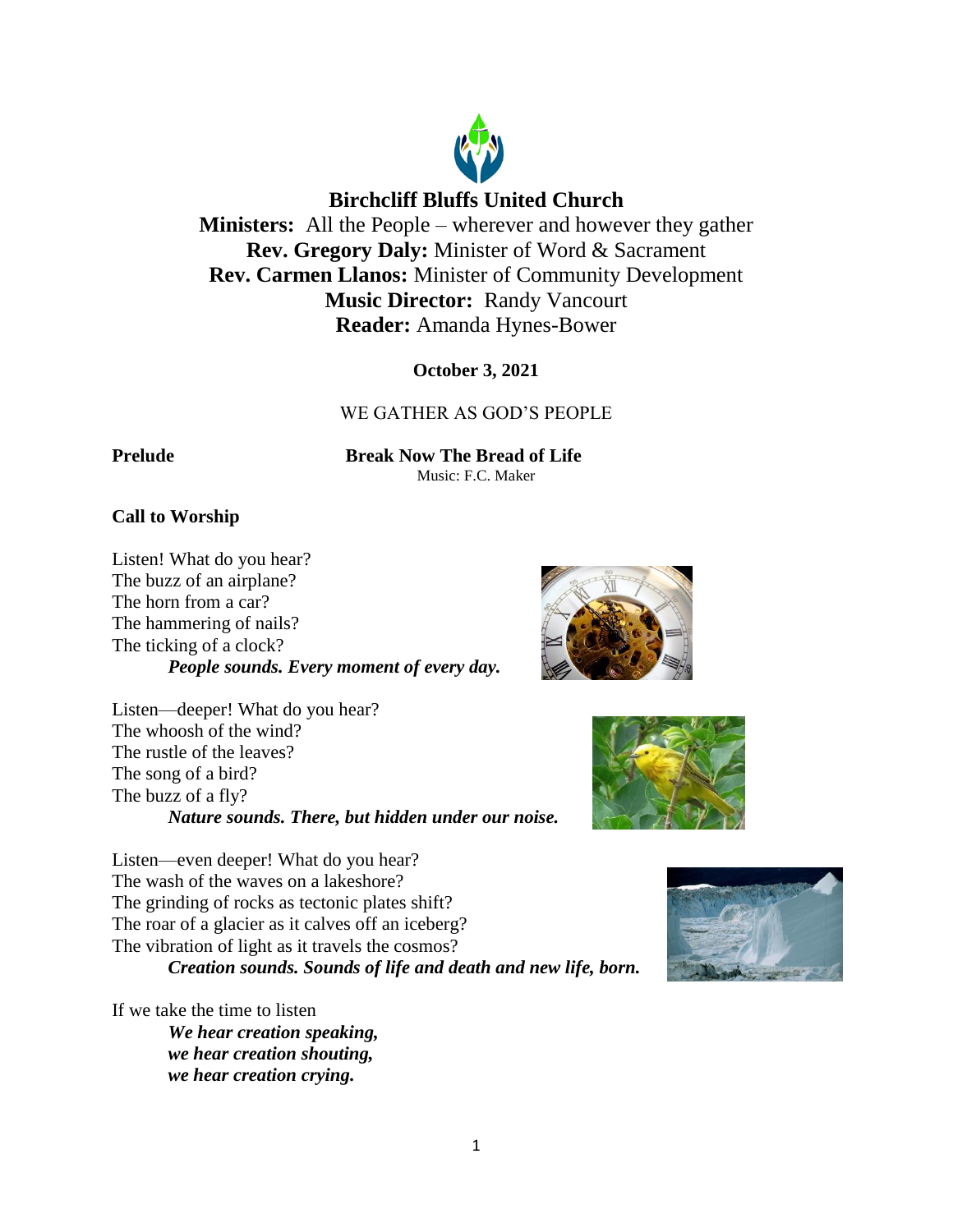# Birchcliff Bluffs United Church

**Ministers:** All the People – wherever and however they gather
**Rev. Gregory Daly:** Minister of Word & Sacrament
**Rev. Carmen Llanos:** Minister of Community Development
**Music Director:** Randy Vancourt
**Reader:** Amanda Hynes-Bower

**October 3, 2021**

WE GATHER AS GOD'S PEOPLE

**Prelude** **Break Now The Bread of Life**
Music: F.C. Maker

**Call to Worship**

Listen! What do you hear?
The buzz of an airplane?
The horn from a car?
The hammering of nails?
The ticking of a clock?
***People sounds. Every moment of every day.***

Listen—deeper! What do you hear?
The whoosh of the wind?
The rustle of the leaves?
The song of a bird?
The buzz of a fly?
***Nature sounds. There, but hidden under our noise.***

Listen—even deeper! What do you hear?
The wash of the waves on a lakeshore?
The grinding of rocks as tectonic plates shift?
The roar of a glacier as it calves off an iceberg?
The vibration of light as it travels the cosmos?
***Creation sounds. Sounds of life and death and new life, born.***

If we take the time to listen
***We hear creation speaking,***
***we hear creation shouting,***
***we hear creation crying.***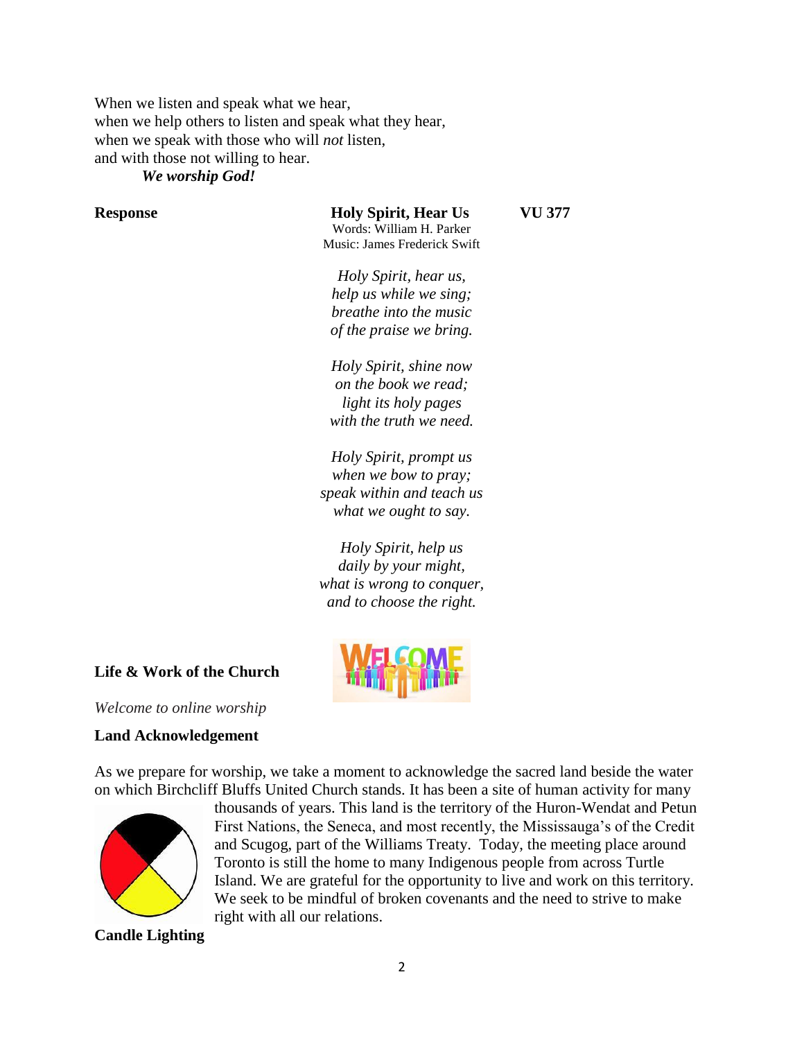When we listen and speak what we hear,
when we help others to listen and speak what they hear,
when we speak with those who will *not* listen,
and with those not willing to hear.

***We worship God!***

**Response** **Holy Spirit, Hear Us** **VU 377**

Words: William H. Parker
Music: James Frederick Swift

*Holy Spirit, hear us,*
*help us while we sing;*
*breathe into the music*
*of the praise we bring.*

*Holy Spirit, shine now*
*on the book we read;*
*light its holy pages*
*with the truth we need.*

*Holy Spirit, prompt us*
*when we bow to pray;*
*speak within and teach us*
*what we ought to say.*

*Holy Spirit, help us*
*daily by your might,*
*what is wrong to conquer,*
*and to choose the right.*

**Life & Work of the Church**

*Welcome to online worship*

**Land Acknowledgement**

As we prepare for worship, we take a moment to acknowledge the sacred land beside the water on which Birchcliff Bluffs United Church stands. It has been a site of human activity for many thousands of years. This land is the territory of the Huron-Wendat and Petun First Nations, the Seneca, and most recently, the Mississauga's of the Credit and Scugog, part of the Williams Treaty. Today, the meeting place around Toronto is still the home to many Indigenous people from across Turtle Island. We are grateful for the opportunity to live and work on this territory. We seek to be mindful of broken covenants and the need to strive to make right with all our relations.

**Candle Lighting**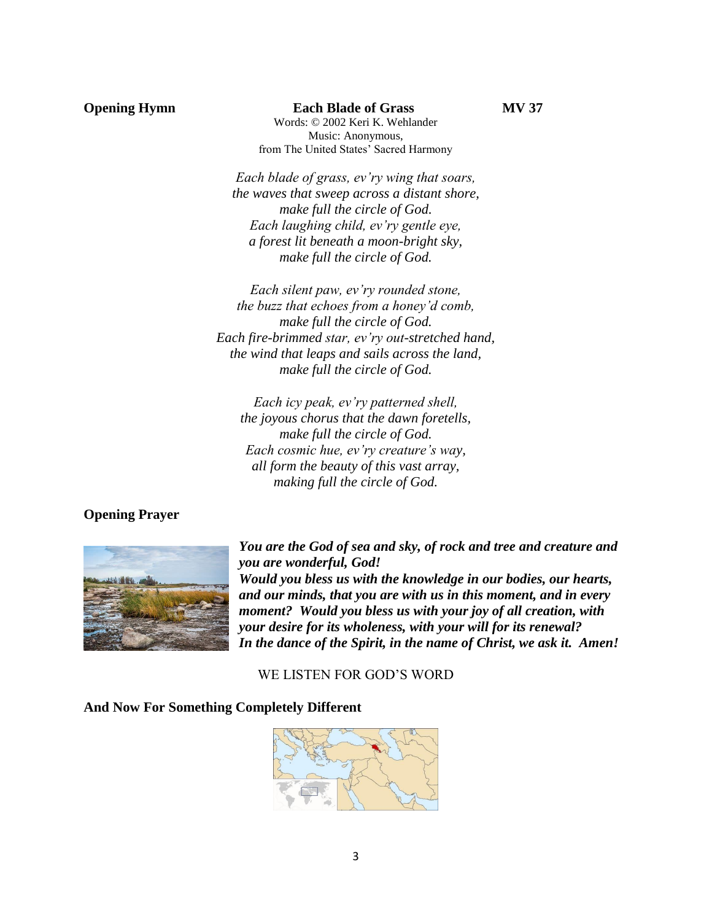**Opening Hymn** **Each Blade of Grass** **MV 37**

Words: © 2002 Keri K. Wehlander
Music: Anonymous,
from The United States' Sacred Harmony

*Each blade of grass, ev'ry wing that soars,*
*the waves that sweep across a distant shore,*
*make full the circle of God.*
*Each laughing child, ev'ry gentle eye,*
*a forest lit beneath a moon-bright sky,*
*make full the circle of God.*

*Each silent paw, ev'ry rounded stone,*
*the buzz that echoes from a honey'd comb,*
*make full the circle of God.*
*Each fire-brimmed star, ev'ry out-stretched hand,*
*the wind that leaps and sails across the land,*
*make full the circle of God.*

*Each icy peak, ev'ry patterned shell,*
*the joyous chorus that the dawn foretells,*
*make full the circle of God.*
*Each cosmic hue, ev'ry creature's way,*
*all form the beauty of this vast array,*
*making full the circle of God.*

**Opening Prayer**

***You are the God of sea and sky, of rock and tree and creature and you are wonderful, God!***
***Would you bless us with the knowledge in our bodies, our hearts, and our minds, that you are with us in this moment, and in every moment? Would you bless us with your joy of all creation, with your desire for its wholeness, with your will for its renewal?***
***In the dance of the Spirit, in the name of Christ, we ask it. Amen!***

WE LISTEN FOR GOD'S WORD

**And Now For Something Completely Different**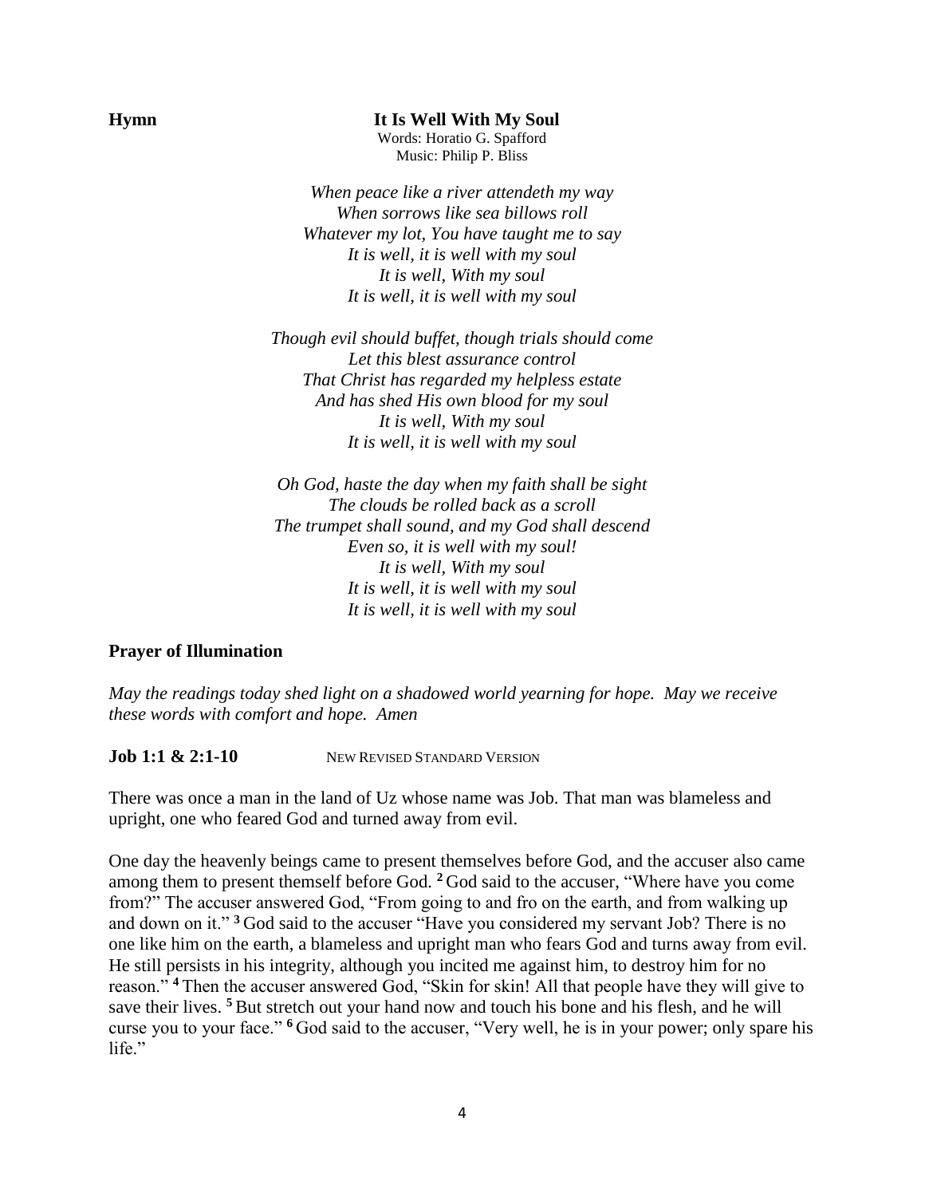**Hymn** **It Is Well With My Soul**

Words: Horatio G. Spafford
Music: Philip P. Bliss

*When peace like a river attendeth my way*
*When sorrows like sea billows roll*
*Whatever my lot, You have taught me to say*
*It is well, it is well with my soul*
*It is well, With my soul*
*It is well, it is well with my soul*

*Though evil should buffet, though trials should come*
*Let this blest assurance control*
*That Christ has regarded my helpless estate*
*And has shed His own blood for my soul*
*It is well, With my soul*
*It is well, it is well with my soul*

*Oh God, haste the day when my faith shall be sight*
*The clouds be rolled back as a scroll*
*The trumpet shall sound, and my God shall descend*
*Even so, it is well with my soul!*
*It is well, With my soul*
*It is well, it is well with my soul*
*It is well, it is well with my soul*

**Prayer of Illumination**

*May the readings today shed light on a shadowed world yearning for hope. May we receive these words with comfort and hope. Amen*

**Job 1:1 & 2:1-10** NEW REVISED STANDARD VERSION

There was once a man in the land of Uz whose name was Job. That man was blameless and upright, one who feared God and turned away from evil.

One day the heavenly beings came to present themselves before God, and the accuser also came among them to present themself before God. [2] God said to the accuser, "Where have you come from?" The accuser answered God, "From going to and fro on the earth, and from walking up and down on it." [3] God said to the accuser "Have you considered my servant Job? There is no one like him on the earth, a blameless and upright man who fears God and turns away from evil. He still persists in his integrity, although you incited me against him, to destroy him for no reason." [4] Then the accuser answered God, "Skin for skin! All that people have they will give to save their lives. [5] But stretch out your hand now and touch his bone and his flesh, and he will curse you to your face." [6] God said to the accuser, "Very well, he is in your power; only spare his life."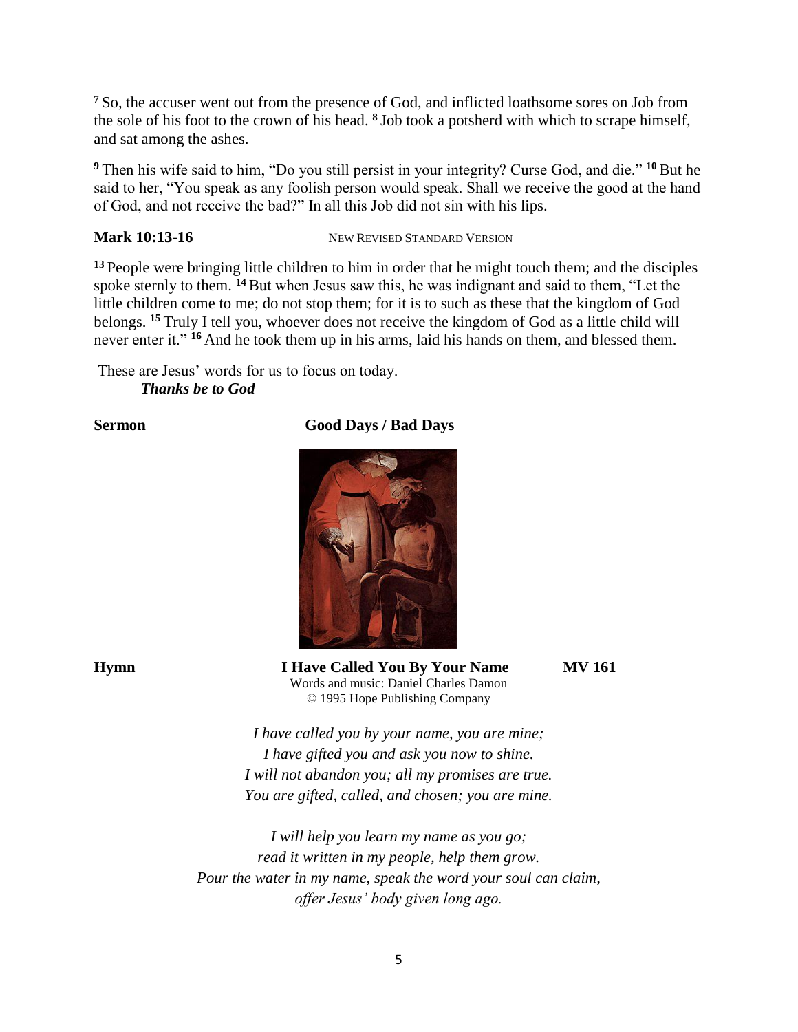[7] So, the accuser went out from the presence of God, and inflicted loathsome sores on Job from the sole of his foot to the crown of his head. [8] Job took a potsherd with which to scrape himself, and sat among the ashes.

[9] Then his wife said to him, "Do you still persist in your integrity? Curse God, and die." [10] But he said to her, "You speak as any foolish person would speak. Shall we receive the good at the hand of God, and not receive the bad?" In all this Job did not sin with his lips.

**Mark 10:13-16** NEW REVISED STANDARD VERSION

[13] People were bringing little children to him in order that he might touch them; and the disciples spoke sternly to them. [14] But when Jesus saw this, he was indignant and said to them, "Let the little children come to me; do not stop them; for it is to such as these that the kingdom of God belongs. [15] Truly I tell you, whoever does not receive the kingdom of God as a little child will never enter it." [16] And he took them up in his arms, laid his hands on them, and blessed them.

These are Jesus' words for us to focus on today.
***Thanks be to God***

**Sermon** **Good Days / Bad Days**

**Hymn** **I Have Called You By Your Name** **MV 161**
Words and music: Daniel Charles Damon
© 1995 Hope Publishing Company

*I have called you by your name, you are mine;*
*I have gifted you and ask you now to shine.*
*I will not abandon you; all my promises are true.*
*You are gifted, called, and chosen; you are mine.*

*I will help you learn my name as you go;*
*read it written in my people, help them grow.*
*Pour the water in my name, speak the word your soul can claim,*
*offer Jesus' body given long ago.*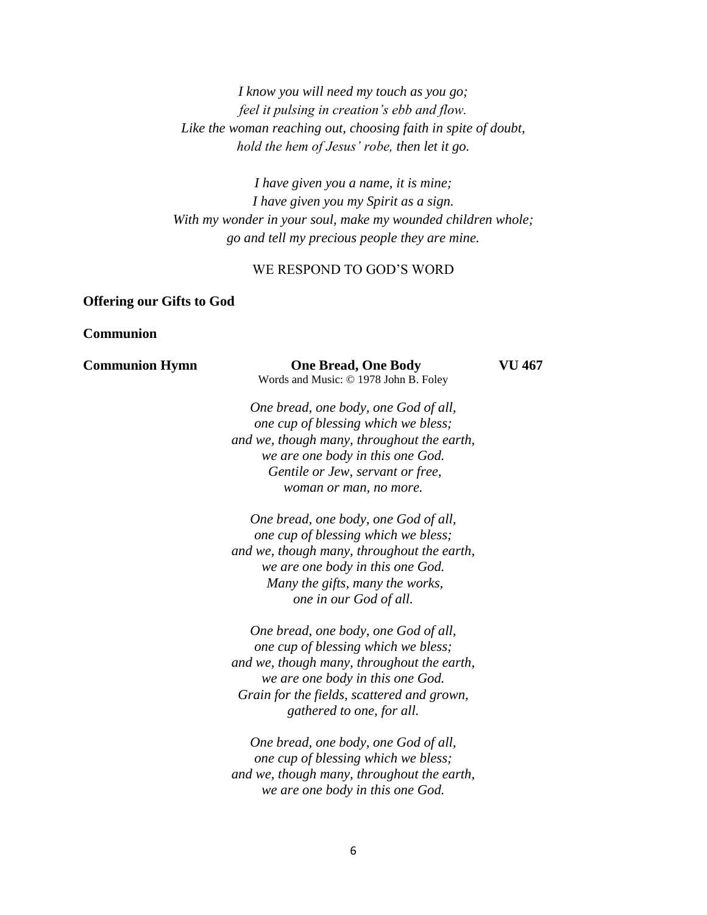*I know you will need my touch as you go;*
*feel it pulsing in creation's ebb and flow.*
*Like the woman reaching out, choosing faith in spite of doubt,*
*hold the hem of Jesus' robe, then let it go.*

*I have given you a name, it is mine;*
*I have given you my Spirit as a sign.*
*With my wonder in your soul, make my wounded children whole;*
*go and tell my precious people they are mine.*

WE RESPOND TO GOD'S WORD

**Offering our Gifts to God**

**Communion**

**Communion Hymn** **One Bread, One Body** **VU 467**
Words and Music: © 1978 John B. Foley

*One bread, one body, one God of all,*
*one cup of blessing which we bless;*
*and we, though many, throughout the earth,*
*we are one body in this one God.*
*Gentile or Jew, servant or free,*
*woman or man, no more.*

*One bread, one body, one God of all,*
*one cup of blessing which we bless;*
*and we, though many, throughout the earth,*
*we are one body in this one God.*
*Many the gifts, many the works,*
*one in our God of all.*

*One bread, one body, one God of all,*
*one cup of blessing which we bless;*
*and we, though many, throughout the earth,*
*we are one body in this one God.*
*Grain for the fields, scattered and grown,*
*gathered to one, for all.*

*One bread, one body, one God of all,*
*one cup of blessing which we bless;*
*and we, though many, throughout the earth,*
*we are one body in this one God.*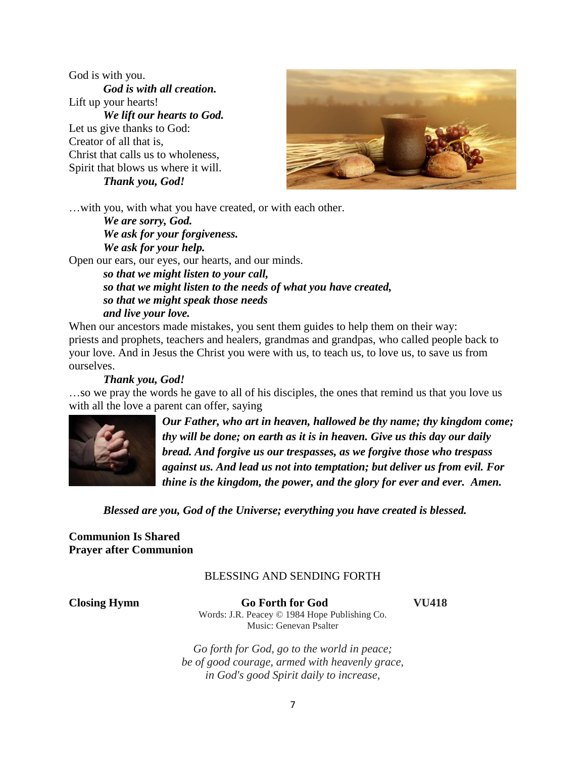God is with you.
*God is with all creation.*
Lift up your hearts!
*We lift our hearts to God.*
Let us give thanks to God:
Creator of all that is,
Christ that calls us to wholeness,
Spirit that blows us where it will.
*Thank you, God!*

…with you, with what you have created, or with each other.
*We are sorry, God.*
*We ask for your forgiveness.*
*We ask for your help.*
Open our ears, our eyes, our hearts, and our minds.
*so that we might listen to your call,*
*so that we might listen to the needs of what you have created,*
*so that we might speak those needs*
*and live your love.*

When our ancestors made mistakes, you sent them guides to help them on their way: priests and prophets, teachers and healers, grandmas and grandpas, who called people back to your love. And in Jesus the Christ you were with us, to teach us, to love us, to save us from ourselves.
*Thank you, God!*

…so we pray the words he gave to all of his disciples, the ones that remind us that you love us with all the love a parent can offer, saying

***Our Father, who art in heaven, hallowed be thy name; thy kingdom come; thy will be done; on earth as it is in heaven. Give us this day our daily bread. And forgive us our trespasses, as we forgive those who trespass against us. And lead us not into temptation; but deliver us from evil. For thine is the kingdom, the power, and the glory for ever and ever. Amen.***

***Blessed are you, God of the Universe; everything you have created is blessed.***

**Communion Is Shared**
**Prayer after Communion**

BLESSING AND SENDING FORTH

**Closing Hymn** **Go Forth for God** **VU418**
Words: J.R. Peacey © 1984 Hope Publishing Co.
Music: Genevan Psalter

*Go forth for God, go to the world in peace;*
*be of good courage, armed with heavenly grace,*
*in God's good Spirit daily to increase,*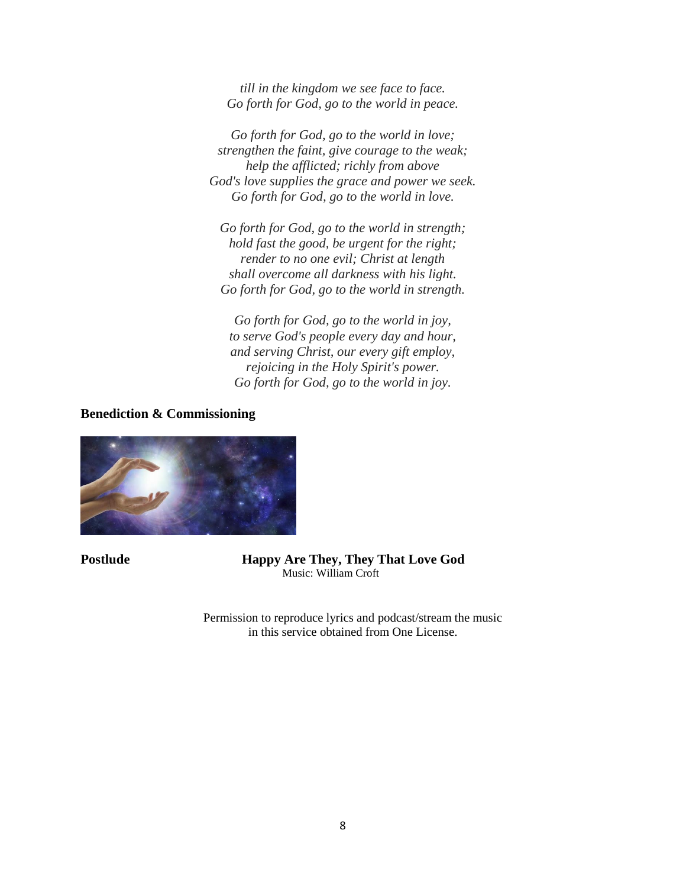*till in the kingdom we see face to face.*
*Go forth for God, go to the world in peace.*

*Go forth for God, go to the world in love;*
*strengthen the faint, give courage to the weak;*
*help the afflicted; richly from above*
*God's love supplies the grace and power we seek.*
*Go forth for God, go to the world in love.*

*Go forth for God, go to the world in strength;*
*hold fast the good, be urgent for the right;*
*render to no one evil; Christ at length*
*shall overcome all darkness with his light.*
*Go forth for God, go to the world in strength.*

*Go forth for God, go to the world in joy,*
*to serve God's people every day and hour,*
*and serving Christ, our every gift employ,*
*rejoicing in the Holy Spirit's power.*
*Go forth for God, go to the world in joy.*

**Benediction & Commissioning**

**Postlude** **Happy Are They, They That Love God**
Music: William Croft

Permission to reproduce lyrics and podcast/stream the music in this service obtained from One License.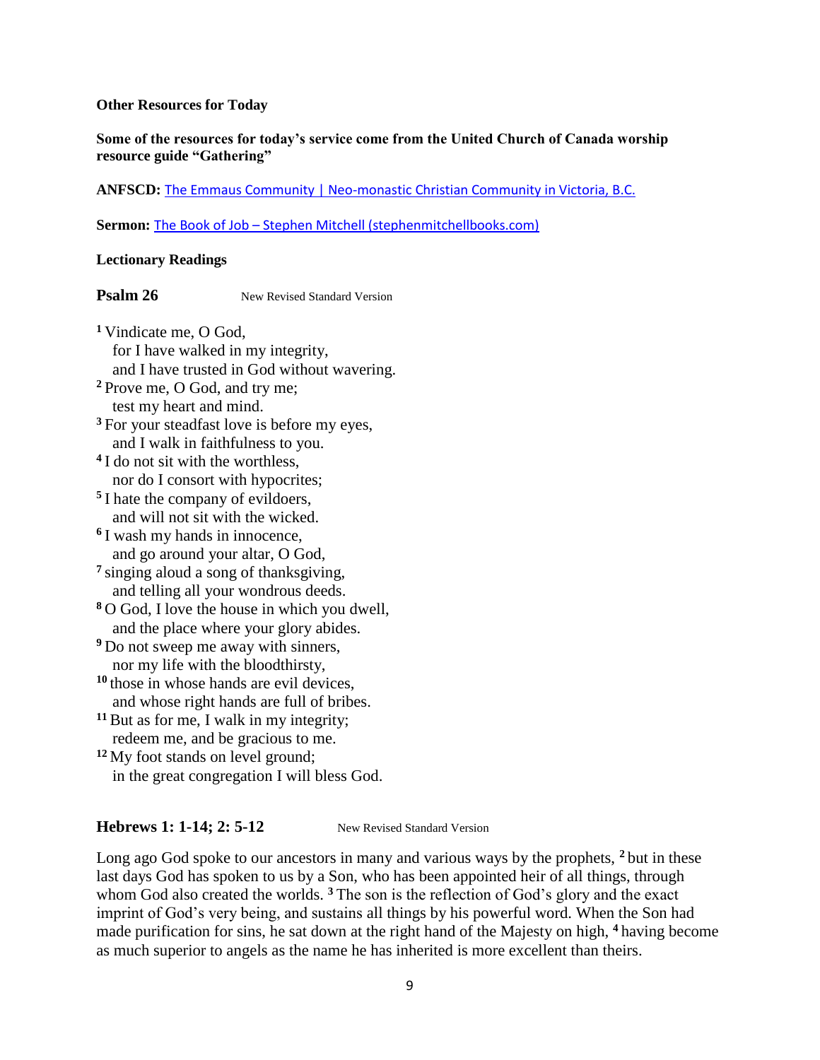**Other Resources for Today**

**Some of the resources for today's service come from the United Church of Canada worship resource guide "Gathering"**

**ANFSCD:** The Emmaus Community | Neo-monastic Christian Community in Victoria, B.C.

**Sermon:** The Book of Job – Stephen Mitchell (stephenmitchellbooks.com)

**Lectionary Readings**

**Psalm 26** New Revised Standard Version

[1] Vindicate me, O God,
for I have walked in my integrity,
and I have trusted in God without wavering.
[2] Prove me, O God, and try me;
test my heart and mind.
[3] For your steadfast love is before my eyes,
and I walk in faithfulness to you.
[4] I do not sit with the worthless,
nor do I consort with hypocrites;
[5] I hate the company of evildoers,
and will not sit with the wicked.
[6] I wash my hands in innocence,
and go around your altar, O God,
[7] singing aloud a song of thanksgiving,
and telling all your wondrous deeds.
[8] O God, I love the house in which you dwell,
and the place where your glory abides.
[9] Do not sweep me away with sinners,
nor my life with the bloodthirsty,
[10] those in whose hands are evil devices,
and whose right hands are full of bribes.
[11] But as for me, I walk in my integrity;
redeem me, and be gracious to me.
[12] My foot stands on level ground;
in the great congregation I will bless God.

**Hebrews 1: 1-14; 2: 5-12** New Revised Standard Version

Long ago God spoke to our ancestors in many and various ways by the prophets, [2] but in these last days God has spoken to us by a Son, who has been appointed heir of all things, through whom God also created the worlds. [3] The son is the reflection of God's glory and the exact imprint of God's very being, and sustains all things by his powerful word. When the Son had made purification for sins, he sat down at the right hand of the Majesty on high, [4] having become as much superior to angels as the name he has inherited is more excellent than theirs.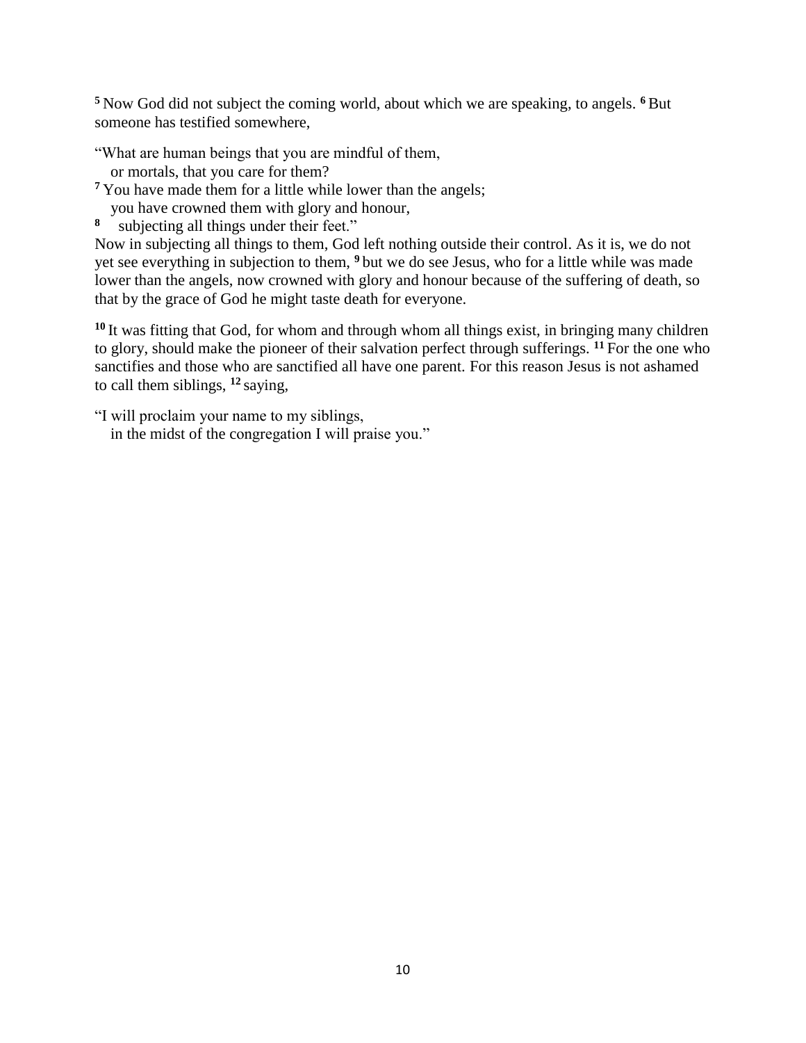[5] Now God did not subject the coming world, about which we are speaking, to angels. [6] But someone has testified somewhere,

“What are human beings that you are mindful of them,  
   or mortals, that you care for them?  
[7] You have made them for a little while lower than the angels;  
   you have crowned them with glory and honour,  
[8]    subjecting all things under their feet.”  
Now in subjecting all things to them, God left nothing outside their control. As it is, we do not yet see everything in subjection to them, [9] but we do see Jesus, who for a little while was made lower than the angels, now crowned with glory and honour because of the suffering of death, so that by the grace of God he might taste death for everyone.

[10] It was fitting that God, for whom and through whom all things exist, in bringing many children to glory, should make the pioneer of their salvation perfect through sufferings. [11] For the one who sanctifies and those who are sanctified all have one parent. For this reason Jesus is not ashamed to call them siblings, [12] saying,

“I will proclaim your name to my siblings,  
   in the midst of the congregation I will praise you.”